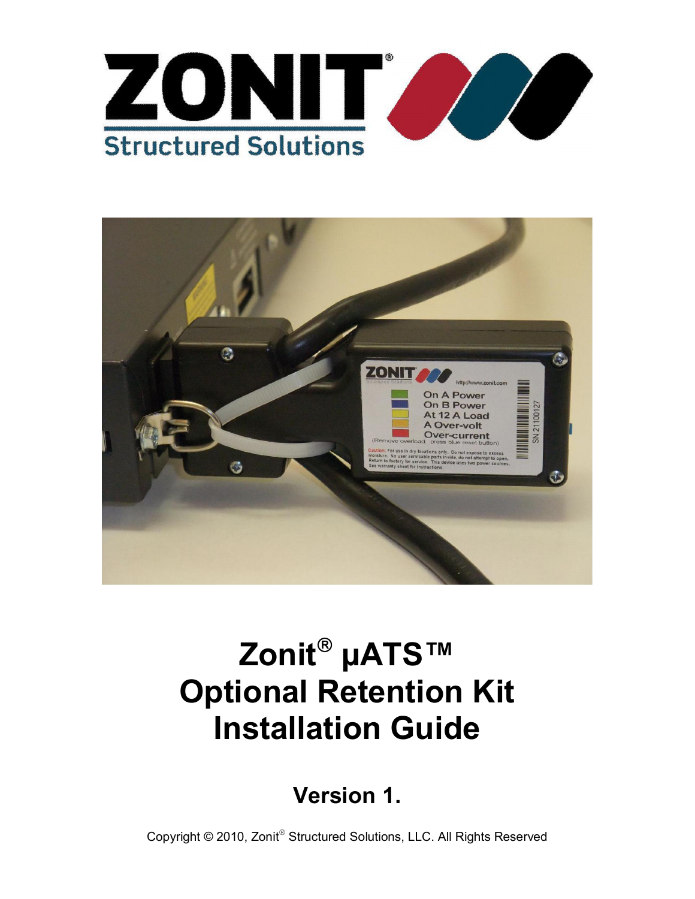# Zonit® µATS™ Optional Retention Kit Installation Guide

## Version 1.

Copyright © 2010, Zonit® Structured Solutions, LLC. All Rights Reserved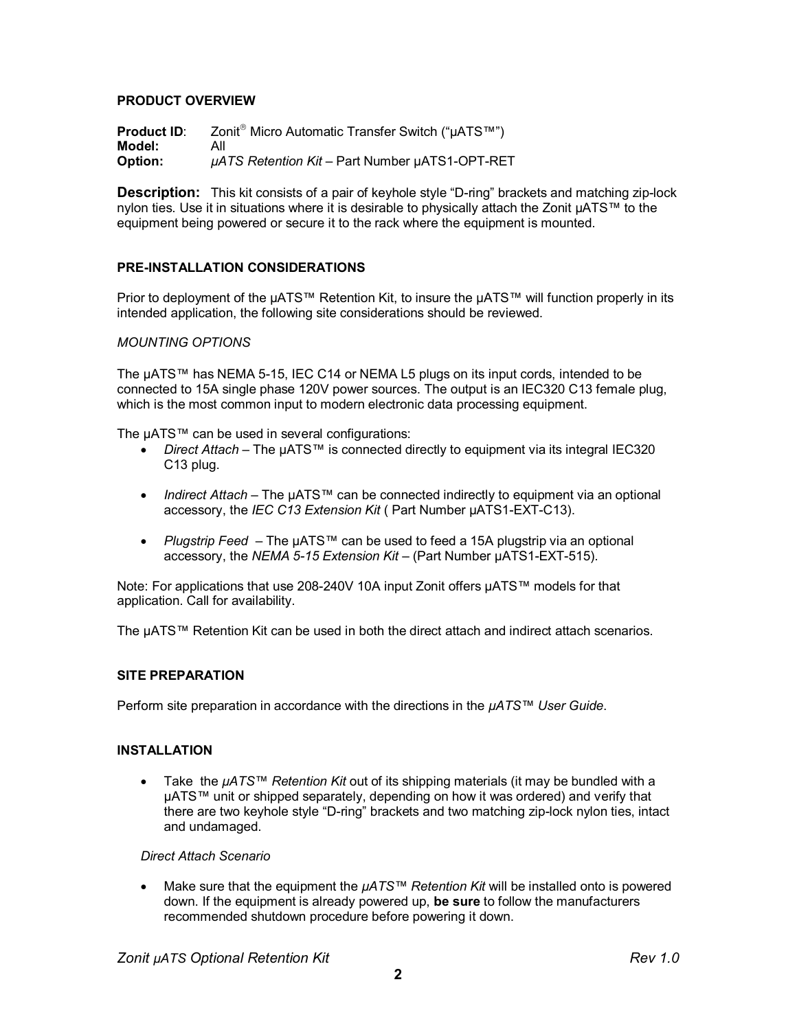## PRODUCT OVERVIEW

**Product ID**: Zonit® Micro Automatic Transfer Switch (“µATS™”)
**Model:** All
**Option:** *µATS Retention Kit* – Part Number µATS1-OPT-RET

**Description:** This kit consists of a pair of keyhole style “D-ring” brackets and matching zip-lock nylon ties. Use it in situations where it is desirable to physically attach the Zonit µATS™ to the equipment being powered or secure it to the rack where the equipment is mounted.

## PRE-INSTALLATION CONSIDERATIONS

Prior to deployment of the µATS™ Retention Kit, to insure the µATS™ will function properly in its intended application, the following site considerations should be reviewed.

*MOUNTING OPTIONS*

The µATS™ has NEMA 5-15, IEC C14 or NEMA L5 plugs on its input cords, intended to be connected to 15A single phase 120V power sources. The output is an IEC320 C13 female plug, which is the most common input to modern electronic data processing equipment.

The µATS™ can be used in several configurations:

- *Direct Attach* – The µATS™ is connected directly to equipment via its integral IEC320 C13 plug.
- *Indirect Attach* – The µATS™ can be connected indirectly to equipment via an optional accessory, the *IEC C13 Extension Kit* ( Part Number µATS1-EXT-C13).
- *Plugstrip Feed* – The µATS™ can be used to feed a 15A plugstrip via an optional accessory, the *NEMA 5-15 Extension Kit* – (Part Number µATS1-EXT-515).

Note: For applications that use 208-240V 10A input Zonit offers µATS™ models for that application. Call for availability.

The µATS™ Retention Kit can be used in both the direct attach and indirect attach scenarios.

## SITE PREPARATION

Perform site preparation in accordance with the directions in the *µATS™ User Guide*.

## INSTALLATION

- Take the *µATS™ Retention Kit* out of its shipping materials (it may be bundled with a µATS™ unit or shipped separately, depending on how it was ordered) and verify that there are two keyhole style “D-ring” brackets and two matching zip-lock nylon ties, intact and undamaged.

*Direct Attach Scenario*

- Make sure that the equipment the *µATS™ Retention Kit* will be installed onto is powered down. If the equipment is already powered up, **be sure** to follow the manufacturers recommended shutdown procedure before powering it down.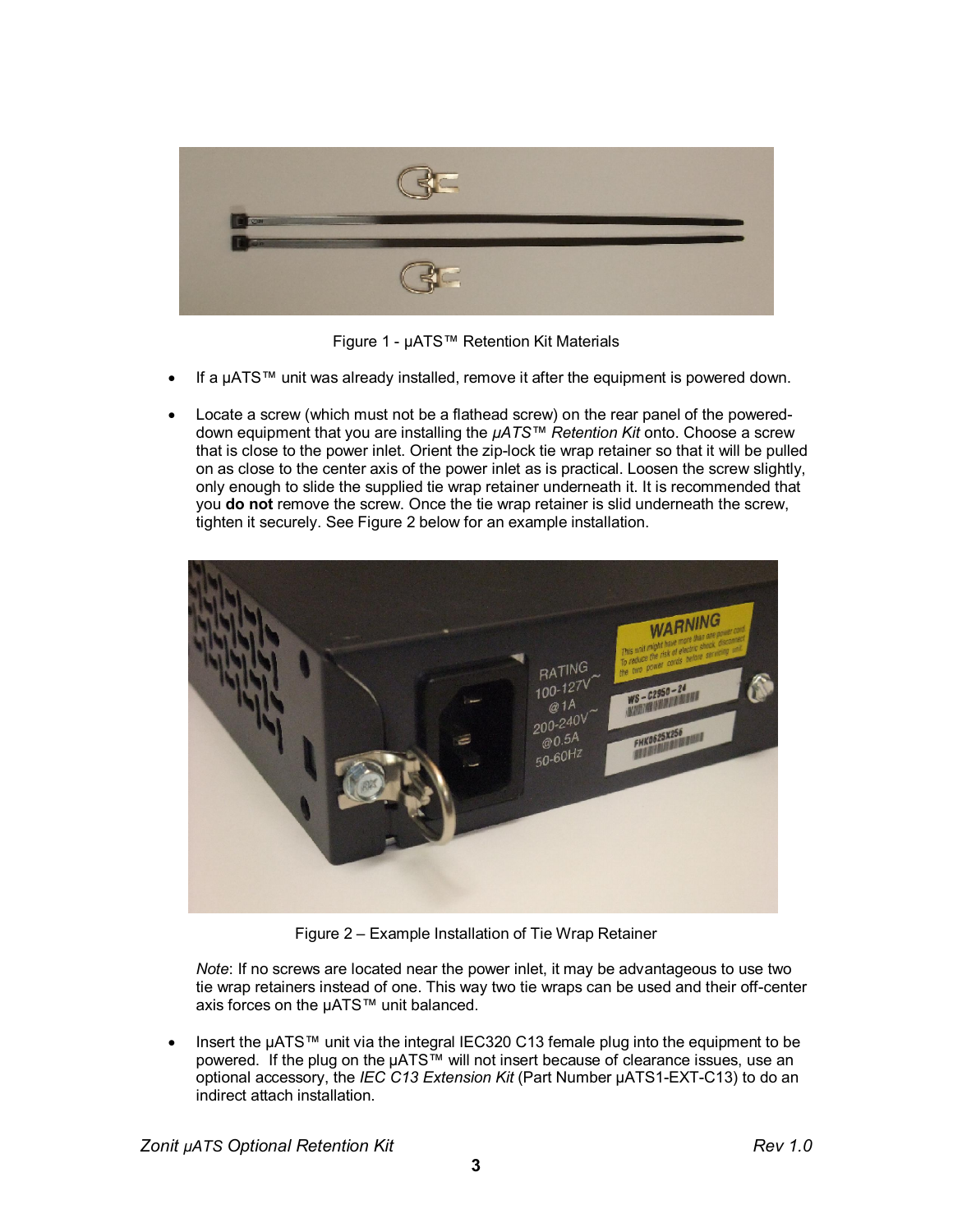Figure 1 - µATS™ Retention Kit Materials

- If a µATS™ unit was already installed, remove it after the equipment is powered down.

- Locate a screw (which must not be a flathead screw) on the rear panel of the powered-down equipment that you are installing the *µATS™ Retention Kit* onto. Choose a screw that is close to the power inlet. Orient the zip-lock tie wrap retainer so that it will be pulled on as close to the center axis of the power inlet as is practical. Loosen the screw slightly, only enough to slide the supplied tie wrap retainer underneath it. It is recommended that you **do not** remove the screw. Once the tie wrap retainer is slid underneath the screw, tighten it securely. See Figure 2 below for an example installation.

Figure 2 – Example Installation of Tie Wrap Retainer

*Note*: If no screws are located near the power inlet, it may be advantageous to use two tie wrap retainers instead of one. This way two tie wraps can be used and their off-center axis forces on the µATS™ unit balanced.

- Insert the µATS™ unit via the integral IEC320 C13 female plug into the equipment to be powered. If the plug on the µATS™ will not insert because of clearance issues, use an optional accessory, the *IEC C13 Extension Kit* (Part Number µATS1-EXT-C13) to do an indirect attach installation.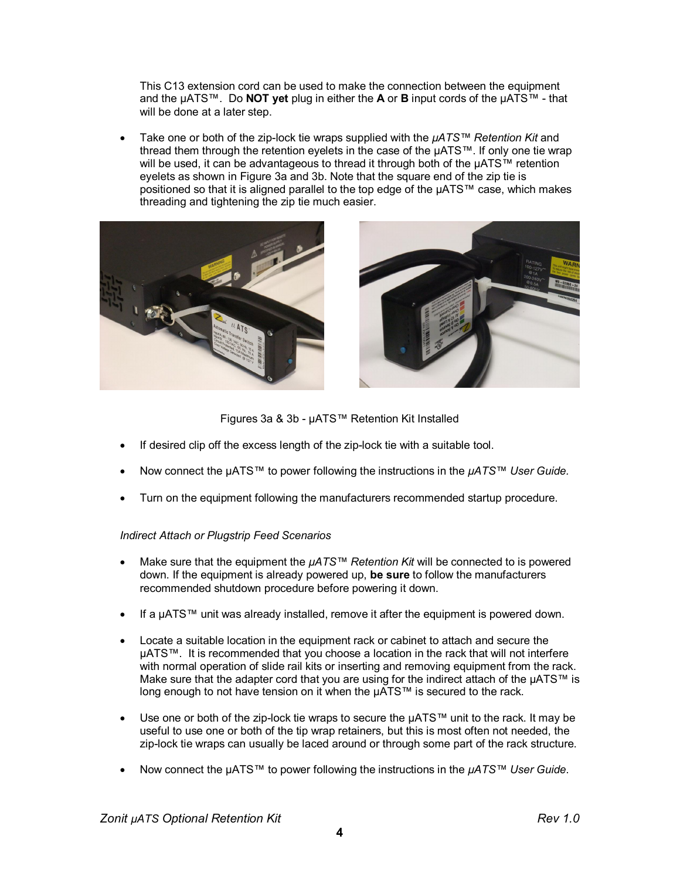This C13 extension cord can be used to make the connection between the equipment and the µATS™. Do **NOT yet** plug in either the **A** or **B** input cords of the µATS™ - that will be done at a later step.

- Take one or both of the zip-lock tie wraps supplied with the *µATS™ Retention Kit* and thread them through the retention eyelets in the case of the µATS™. If only one tie wrap will be used, it can be advantageous to thread it through both of the µATS™ retention eyelets as shown in Figure 3a and 3b. Note that the square end of the zip tie is positioned so that it is aligned parallel to the top edge of the µATS™ case, which makes threading and tightening the zip tie much easier.

Figures 3a & 3b - µATS™ Retention Kit Installed

- If desired clip off the excess length of the zip-lock tie with a suitable tool.
- Now connect the µATS™ to power following the instructions in the *µATS™ User Guide.*
- Turn on the equipment following the manufacturers recommended startup procedure.

*Indirect Attach or Plugstrip Feed Scenarios*

- Make sure that the equipment the *µATS™ Retention Kit* will be connected to is powered down. If the equipment is already powered up, **be sure** to follow the manufacturers recommended shutdown procedure before powering it down.
- If a µATS™ unit was already installed, remove it after the equipment is powered down.
- Locate a suitable location in the equipment rack or cabinet to attach and secure the µATS™. It is recommended that you choose a location in the rack that will not interfere with normal operation of slide rail kits or inserting and removing equipment from the rack. Make sure that the adapter cord that you are using for the indirect attach of the µATS™ is long enough to not have tension on it when the µATS™ is secured to the rack.
- Use one or both of the zip-lock tie wraps to secure the µATS™ unit to the rack. It may be useful to use one or both of the tip wrap retainers, but this is most often not needed, the zip-lock tie wraps can usually be laced around or through some part of the rack structure.
- Now connect the µATS™ to power following the instructions in the *µATS™ User Guide*.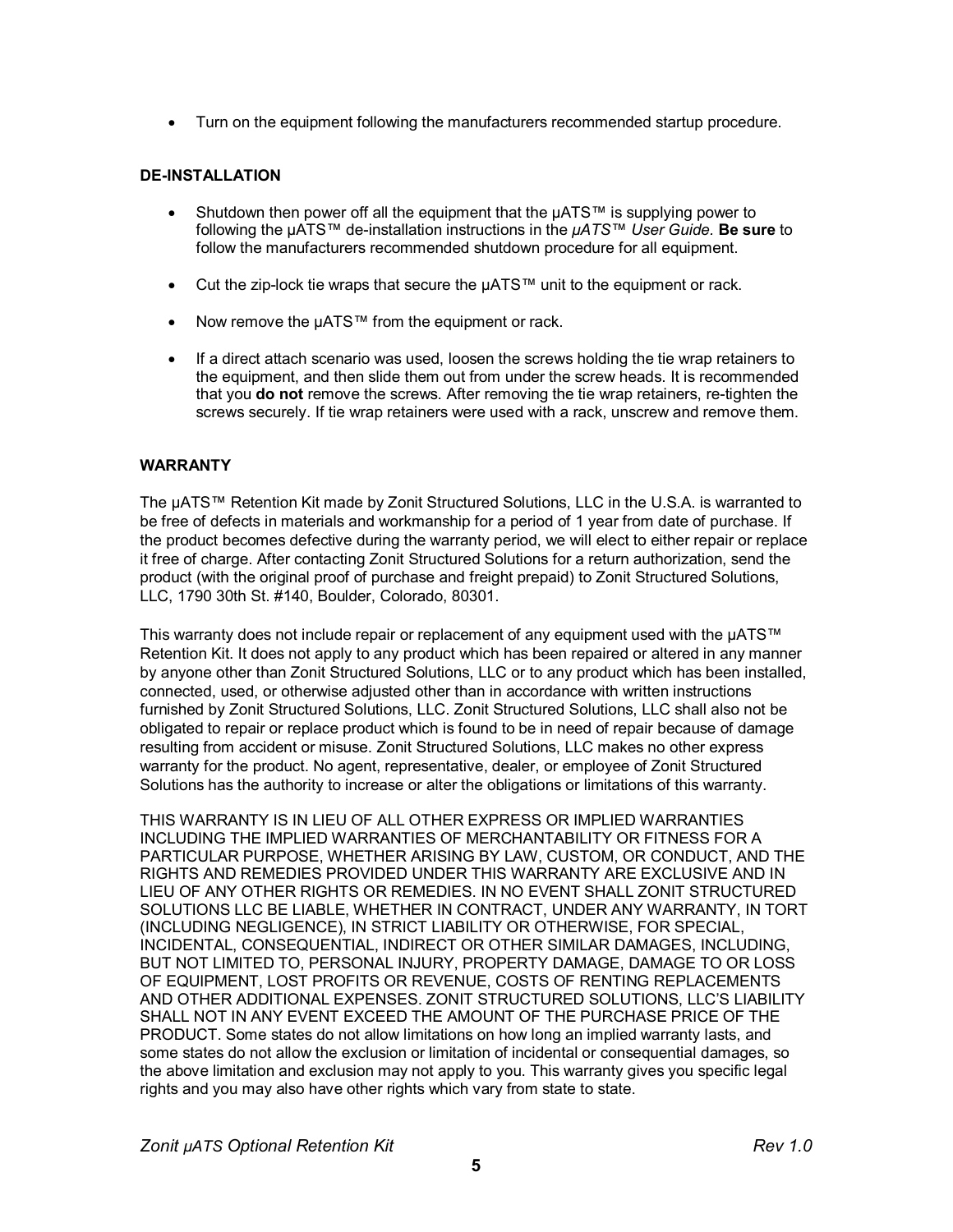- Turn on the equipment following the manufacturers recommended startup procedure.

## DE-INSTALLATION

- Shutdown then power off all the equipment that the µATS™ is supplying power to following the µATS™ de-installation instructions in the *µATS™ User Guide*. **Be sure** to follow the manufacturers recommended shutdown procedure for all equipment.
- Cut the zip-lock tie wraps that secure the µATS™ unit to the equipment or rack.
- Now remove the µATS™ from the equipment or rack.
- If a direct attach scenario was used, loosen the screws holding the tie wrap retainers to the equipment, and then slide them out from under the screw heads. It is recommended that you **do not** remove the screws. After removing the tie wrap retainers, re-tighten the screws securely. If tie wrap retainers were used with a rack, unscrew and remove them.

## WARRANTY

The µATS™ Retention Kit made by Zonit Structured Solutions, LLC in the U.S.A. is warranted to be free of defects in materials and workmanship for a period of 1 year from date of purchase. If the product becomes defective during the warranty period, we will elect to either repair or replace it free of charge. After contacting Zonit Structured Solutions for a return authorization, send the product (with the original proof of purchase and freight prepaid) to Zonit Structured Solutions, LLC, 1790 30th St. #140, Boulder, Colorado, 80301.

This warranty does not include repair or replacement of any equipment used with the µATS™ Retention Kit. It does not apply to any product which has been repaired or altered in any manner by anyone other than Zonit Structured Solutions, LLC or to any product which has been installed, connected, used, or otherwise adjusted other than in accordance with written instructions furnished by Zonit Structured Solutions, LLC. Zonit Structured Solutions, LLC shall also not be obligated to repair or replace product which is found to be in need of repair because of damage resulting from accident or misuse. Zonit Structured Solutions, LLC makes no other express warranty for the product. No agent, representative, dealer, or employee of Zonit Structured Solutions has the authority to increase or alter the obligations or limitations of this warranty.

THIS WARRANTY IS IN LIEU OF ALL OTHER EXPRESS OR IMPLIED WARRANTIES INCLUDING THE IMPLIED WARRANTIES OF MERCHANTABILITY OR FITNESS FOR A PARTICULAR PURPOSE, WHETHER ARISING BY LAW, CUSTOM, OR CONDUCT, AND THE RIGHTS AND REMEDIES PROVIDED UNDER THIS WARRANTY ARE EXCLUSIVE AND IN LIEU OF ANY OTHER RIGHTS OR REMEDIES. IN NO EVENT SHALL ZONIT STRUCTURED SOLUTIONS LLC BE LIABLE, WHETHER IN CONTRACT, UNDER ANY WARRANTY, IN TORT (INCLUDING NEGLIGENCE), IN STRICT LIABILITY OR OTHERWISE, FOR SPECIAL, INCIDENTAL, CONSEQUENTIAL, INDIRECT OR OTHER SIMILAR DAMAGES, INCLUDING, BUT NOT LIMITED TO, PERSONAL INJURY, PROPERTY DAMAGE, DAMAGE TO OR LOSS OF EQUIPMENT, LOST PROFITS OR REVENUE, COSTS OF RENTING REPLACEMENTS AND OTHER ADDITIONAL EXPENSES. ZONIT STRUCTURED SOLUTIONS, LLC'S LIABILITY SHALL NOT IN ANY EVENT EXCEED THE AMOUNT OF THE PURCHASE PRICE OF THE PRODUCT. Some states do not allow limitations on how long an implied warranty lasts, and some states do not allow the exclusion or limitation of incidental or consequential damages, so the above limitation and exclusion may not apply to you. This warranty gives you specific legal rights and you may also have other rights which vary from state to state.